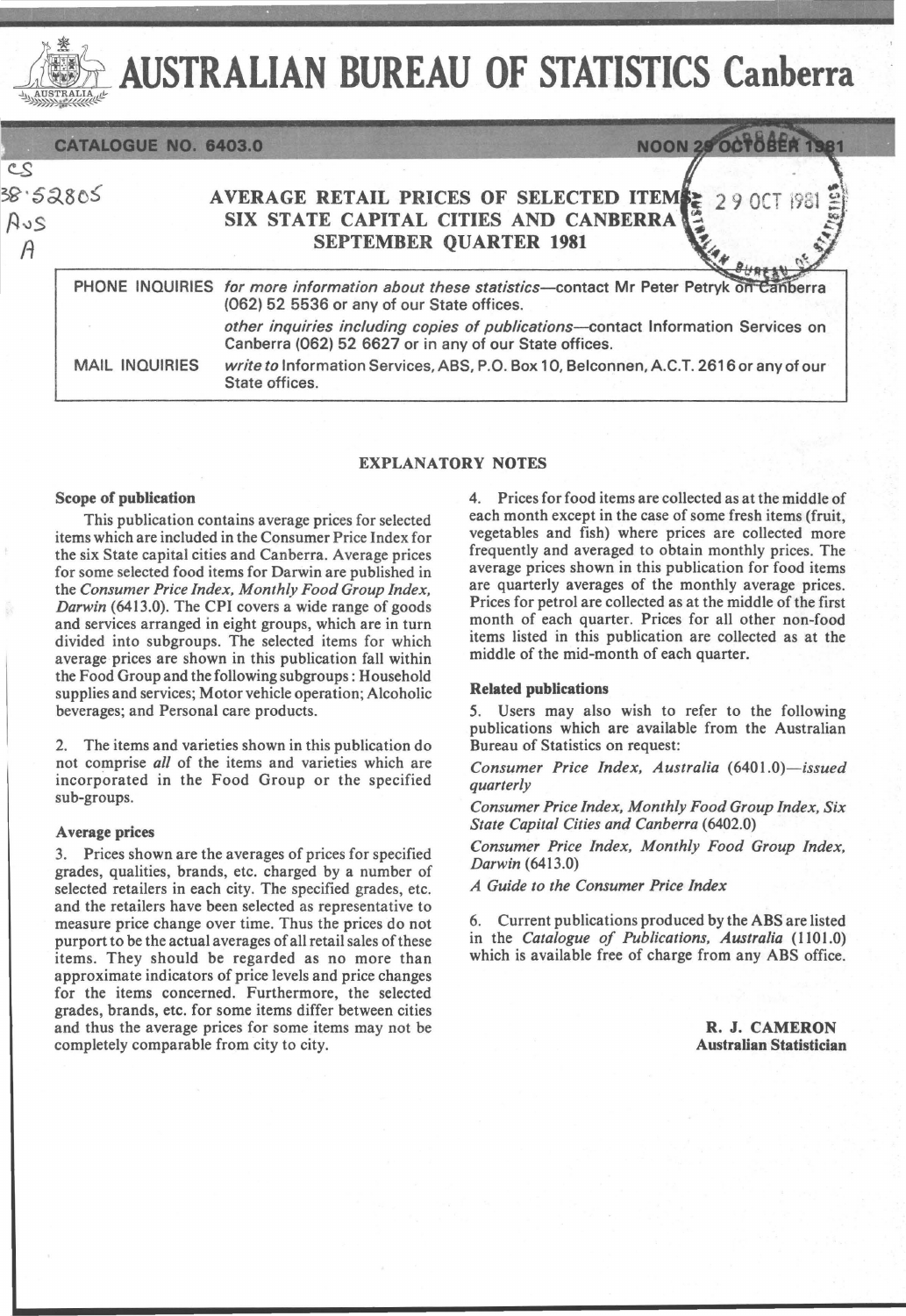# AUSTRALIAN BUREAU OF STATISTICS Canberra

CATALOGUE NO. 6403.0

NOON 29 OCTOBER 1981

CS
38·52805
Aus
A

## AVERAGE RETAIL PRICES OF SELECTED ITEMS SIX STATE CAPITAL CITIES AND CANBERRA SEPTEMBER QUARTER 1981

29 OCT 1981

| | |
|---|---|
| PHONE INQUIRIES | *for more information about these statistics*—contact Mr Peter Petryk on Canberra (062) 52 5536 or any of our State offices. |
| | *other inquiries including copies of publications*—contact Information Services on Canberra (062) 52 6627 or in any of our State offices. |
| MAIL INQUIRIES | *write to* Information Services, ABS, P.O. Box 10, Belconnen, A.C.T. 2616 or any of our State offices. |

### EXPLANATORY NOTES

**Scope of publication**

This publication contains average prices for selected items which are included in the Consumer Price Index for the six State capital cities and Canberra. Average prices for some selected food items for Darwin are published in the *Consumer Price Index, Monthly Food Group Index, Darwin* (6413.0). The CPI covers a wide range of goods and services arranged in eight groups, which are in turn divided into subgroups. The selected items for which average prices are shown in this publication fall within the Food Group and the following subgroups: Household supplies and services; Motor vehicle operation; Alcoholic beverages; and Personal care products.

2. The items and varieties shown in this publication do not comprise *all* of the items and varieties which are incorporated in the Food Group or the specified sub-groups.

**Average prices**

3. Prices shown are the averages of prices for specified grades, qualities, brands, etc. charged by a number of selected retailers in each city. The specified grades, etc. and the retailers have been selected as representative to measure price change over time. Thus the prices do not purport to be the actual averages of all retail sales of these items. They should be regarded as no more than approximate indicators of price levels and price changes for the items concerned. Furthermore, the selected grades, brands, etc. for some items differ between cities and thus the average prices for some items may not be completely comparable from city to city.

4. Prices for food items are collected as at the middle of each month except in the case of some fresh items (fruit, vegetables and fish) where prices are collected more frequently and averaged to obtain monthly prices. The average prices shown in this publication for food items are quarterly averages of the monthly average prices. Prices for petrol are collected as at the middle of the first month of each quarter. Prices for all other non-food items listed in this publication are collected as at the middle of the mid-month of each quarter.

**Related publications**

5. Users may also wish to refer to the following publications which are available from the Australian Bureau of Statistics on request:

*Consumer Price Index, Australia* (6401.0)—*issued quarterly*

*Consumer Price Index, Monthly Food Group Index, Six State Capital Cities and Canberra* (6402.0)

*Consumer Price Index, Monthly Food Group Index, Darwin* (6413.0)

*A Guide to the Consumer Price Index*

6. Current publications produced by the ABS are listed in the *Catalogue of Publications, Australia* (1101.0) which is available free of charge from any ABS office.

**R. J. CAMERON**
**Australian Statistician**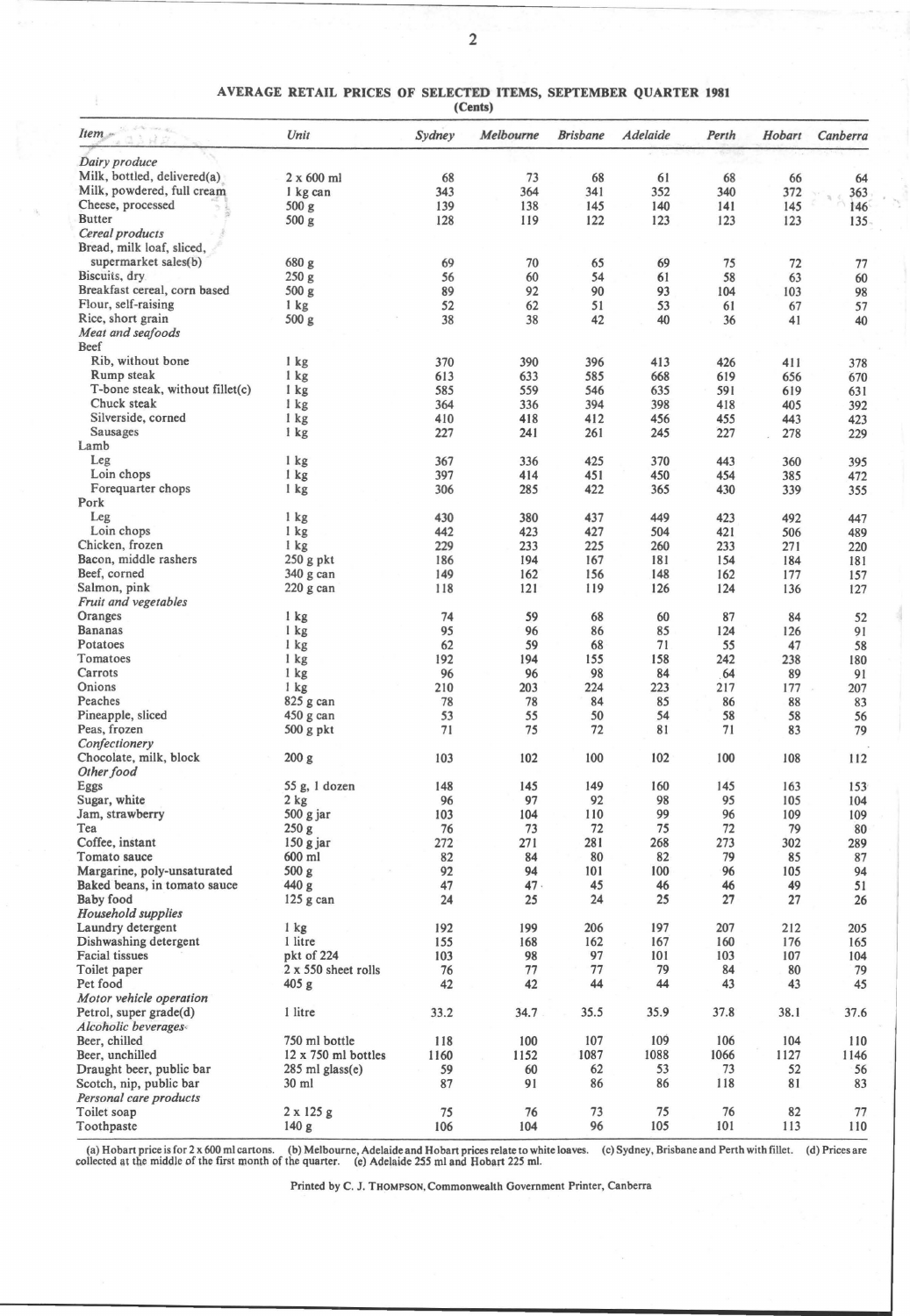## AVERAGE RETAIL PRICES OF SELECTED ITEMS, SEPTEMBER QUARTER 1981

(Cents)

| Item | Unit | Sydney | Melbourne | Brisbane | Adelaide | Perth | Hobart | Canberra |
|---|---|---|---|---|---|---|---|---|
| *Dairy produce* | | | | | | | | |
| Milk, bottled, delivered(a) | 2 x 600 ml | 68 | 73 | 68 | 61 | 68 | 66 | 64 |
| Milk, powdered, full cream | 1 kg can | 343 | 364 | 341 | 352 | 340 | 372 | 363 |
| Cheese, processed | 500 g | 139 | 138 | 145 | 140 | 141 | 145 | 146 |
| Butter | 500 g | 128 | 119 | 122 | 123 | 123 | 123 | 135 |
| *Cereal products* | | | | | | | | |
| Bread, milk loaf, sliced, supermarket sales(b) | 680 g | 69 | 70 | 65 | 69 | 75 | 72 | 77 |
| Biscuits, dry | 250 g | 56 | 60 | 54 | 61 | 58 | 63 | 60 |
| Breakfast cereal, corn based | 500 g | 89 | 92 | 90 | 93 | 104 | 103 | 98 |
| Flour, self-raising | 1 kg | 52 | 62 | 51 | 53 | 61 | 67 | 57 |
| Rice, short grain | 500 g | 38 | 38 | 42 | 40 | 36 | 41 | 40 |
| *Meat and seafoods* | | | | | | | | |
| Beef | | | | | | | | |
| Rib, without bone | 1 kg | 370 | 390 | 396 | 413 | 426 | 411 | 378 |
| Rump steak | 1 kg | 613 | 633 | 585 | 668 | 619 | 656 | 670 |
| T-bone steak, without fillet(c) | 1 kg | 585 | 559 | 546 | 635 | 591 | 619 | 631 |
| Chuck steak | 1 kg | 364 | 336 | 394 | 398 | 418 | 405 | 392 |
| Silverside, corned | 1 kg | 410 | 418 | 412 | 456 | 455 | 443 | 423 |
| Sausages | 1 kg | 227 | 241 | 261 | 245 | 227 | 278 | 229 |
| Lamb | | | | | | | | |
| Leg | 1 kg | 367 | 336 | 425 | 370 | 443 | 360 | 395 |
| Loin chops | 1 kg | 397 | 414 | 451 | 450 | 454 | 385 | 472 |
| Forequarter chops | 1 kg | 306 | 285 | 422 | 365 | 430 | 339 | 355 |
| Pork | | | | | | | | |
| Leg | 1 kg | 430 | 380 | 437 | 449 | 423 | 492 | 447 |
| Loin chops | 1 kg | 442 | 423 | 427 | 504 | 421 | 506 | 489 |
| Chicken, frozen | 1 kg | 229 | 233 | 225 | 260 | 233 | 271 | 220 |
| Bacon, middle rashers | 250 g pkt | 186 | 194 | 167 | 181 | 154 | 184 | 181 |
| Beef, corned | 340 g can | 149 | 162 | 156 | 148 | 162 | 177 | 157 |
| Salmon, pink | 220 g can | 118 | 121 | 119 | 126 | 124 | 136 | 127 |
| *Fruit and vegetables* | | | | | | | | |
| Oranges | 1 kg | 74 | 59 | 68 | 60 | 87 | 84 | 52 |
| Bananas | 1 kg | 95 | 96 | 86 | 85 | 124 | 126 | 91 |
| Potatoes | 1 kg | 62 | 59 | 68 | 71 | 55 | 47 | 58 |
| Tomatoes | 1 kg | 192 | 194 | 155 | 158 | 242 | 238 | 180 |
| Carrots | 1 kg | 96 | 96 | 98 | 84 | 64 | 89 | 91 |
| Onions | 1 kg | 210 | 203 | 224 | 223 | 217 | 177 | 207 |
| Peaches | 825 g can | 78 | 78 | 84 | 85 | 86 | 88 | 83 |
| Pineapple, sliced | 450 g can | 53 | 55 | 50 | 54 | 58 | 58 | 56 |
| Peas, frozen | 500 g pkt | 71 | 75 | 72 | 81 | 71 | 83 | 79 |
| *Confectionery* | | | | | | | | |
| Chocolate, milk, block | 200 g | 103 | 102 | 100 | 102 | 100 | 108 | 112 |
| *Other food* | | | | | | | | |
| Eggs | 55 g, 1 dozen | 148 | 145 | 149 | 160 | 145 | 163 | 153 |
| Sugar, white | 2 kg | 96 | 97 | 92 | 98 | 95 | 105 | 104 |
| Jam, strawberry | 500 g jar | 103 | 104 | 110 | 99 | 96 | 109 | 109 |
| Tea | 250 g | 76 | 73 | 72 | 75 | 72 | 79 | 80 |
| Coffee, instant | 150 g jar | 272 | 271 | 281 | 268 | 273 | 302 | 289 |
| Tomato sauce | 600 ml | 82 | 84 | 80 | 82 | 79 | 85 | 87 |
| Margarine, poly-unsaturated | 500 g | 92 | 94 | 101 | 100 | 96 | 105 | 94 |
| Baked beans, in tomato sauce | 440 g | 47 | 47 | 45 | 46 | 46 | 49 | 51 |
| Baby food | 125 g can | 24 | 25 | 24 | 25 | 27 | 27 | 26 |
| *Household supplies* | | | | | | | | |
| Laundry detergent | 1 kg | 192 | 199 | 206 | 197 | 207 | 212 | 205 |
| Dishwashing detergent | 1 litre | 155 | 168 | 162 | 167 | 160 | 176 | 165 |
| Facial tissues | pkt of 224 | 103 | 98 | 97 | 101 | 103 | 107 | 104 |
| Toilet paper | 2 x 550 sheet rolls | 76 | 77 | 77 | 79 | 84 | 80 | 79 |
| Pet food | 405 g | 42 | 42 | 44 | 44 | 43 | 43 | 45 |
| *Motor vehicle operation* | | | | | | | | |
| Petrol, super grade(d) | 1 litre | 33.2 | 34.7 | 35.5 | 35.9 | 37.8 | 38.1 | 37.6 |
| *Alcoholic beverages* | | | | | | | | |
| Beer, chilled | 750 ml bottle | 118 | 100 | 107 | 109 | 106 | 104 | 110 |
| Beer, unchilled | 12 x 750 ml bottles | 1160 | 1152 | 1087 | 1088 | 1066 | 1127 | 1146 |
| Draught beer, public bar | 285 ml glass(e) | 59 | 60 | 62 | 53 | 73 | 52 | 56 |
| Scotch, nip, public bar | 30 ml | 87 | 91 | 86 | 86 | 118 | 81 | 83 |
| *Personal care products* | | | | | | | | |
| Toilet soap | 2 x 125 g | 75 | 76 | 73 | 75 | 76 | 82 | 77 |
| Toothpaste | 140 g | 106 | 104 | 96 | 105 | 101 | 113 | 110 |

(a) Hobart price is for 2 x 600 ml cartons. (b) Melbourne, Adelaide and Hobart prices relate to white loaves. (c) Sydney, Brisbane and Perth with fillet. (d) Prices are collected at the middle of the first month of the quarter. (e) Adelaide 255 ml and Hobart 225 ml.

Printed by C. J. THOMPSON, Commonwealth Government Printer, Canberra